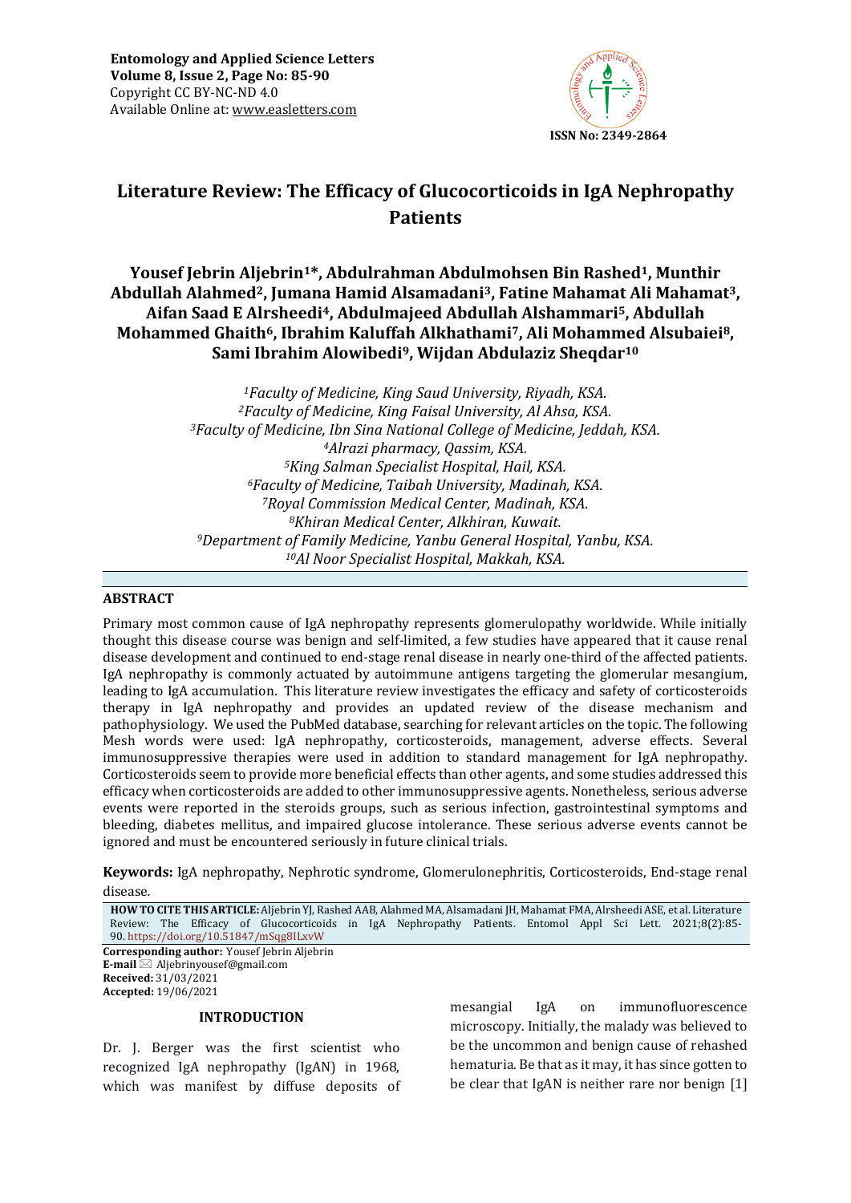**Entomology and Applied Science Letters**
**Volume 8, Issue 2, Page No: 85-90**
Copyright CC BY-NC-ND 4.0
Available Online at: www.easletters.com

**ISSN No: 2349-2864**

# Literature Review: The Efficacy of Glucocorticoids in IgA Nephropathy Patients

**Yousef Jebrin Aljebrin[1]*, Abdulrahman Abdulmohsen Bin Rashed[1], Munthir Abdullah Alahmed[2], Jumana Hamid Alsamadani[3], Fatine Mahamat Ali Mahamat[3], Aifan Saad E Alrsheedi[4], Abdulmajeed Abdullah Alshammari[5], Abdullah Mohammed Ghaith[6], Ibrahim Kaluffah Alkhathami[7], Ali Mohammed Alsubaiei[8], Sami Ibrahim Alowibedi[9], Wijdan Abdulaziz Sheqdar[10]**

*[1]Faculty of Medicine, King Saud University, Riyadh, KSA.*
*[2]Faculty of Medicine, King Faisal University, Al Ahsa, KSA.*
*[3]Faculty of Medicine, Ibn Sina National College of Medicine, Jeddah, KSA.*
*[4]Alrazi pharmacy, Qassim, KSA.*
*[5]King Salman Specialist Hospital, Hail, KSA.*
*[6]Faculty of Medicine, Taibah University, Madinah, KSA.*
*[7]Royal Commission Medical Center, Madinah, KSA.*
*[8]Khiran Medical Center, Alkhiran, Kuwait.*
*[9]Department of Family Medicine, Yanbu General Hospital, Yanbu, KSA.*
*[10]Al Noor Specialist Hospital, Makkah, KSA.*

## ABSTRACT

Primary most common cause of IgA nephropathy represents glomerulopathy worldwide. While initially thought this disease course was benign and self-limited, a few studies have appeared that it cause renal disease development and continued to end-stage renal disease in nearly one-third of the affected patients. IgA nephropathy is commonly actuated by autoimmune antigens targeting the glomerular mesangium, leading to IgA accumulation. This literature review investigates the efficacy and safety of corticosteroids therapy in IgA nephropathy and provides an updated review of the disease mechanism and pathophysiology. We used the PubMed database, searching for relevant articles on the topic. The following Mesh words were used: IgA nephropathy, corticosteroids, management, adverse effects. Several immunosuppressive therapies were used in addition to standard management for IgA nephropathy. Corticosteroids seem to provide more beneficial effects than other agents, and some studies addressed this efficacy when corticosteroids are added to other immunosuppressive agents. Nonetheless, serious adverse events were reported in the steroids groups, such as serious infection, gastrointestinal symptoms and bleeding, diabetes mellitus, and impaired glucose intolerance. These serious adverse events cannot be ignored and must be encountered seriously in future clinical trials.

**Keywords:** IgA nephropathy, Nephrotic syndrome, Glomerulonephritis, Corticosteroids, End-stage renal disease.

**HOW TO CITE THIS ARTICLE:** Aljebrin YJ, Rashed AAB, Alahmed MA, Alsamadani JH, Mahamat FMA, Alrsheedi ASE, et al. Literature Review: The Efficacy of Glucocorticoids in IgA Nephropathy Patients. Entomol Appl Sci Lett. 2021;8(2):85-90. https://doi.org/10.51847/mSqg8ILxvW

**Corresponding author:** Yousef Jebrin Aljebrin
**E-mail** ✉ Aljebrinyousef@gmail.com
**Received:** 31/03/2021
**Accepted:** 19/06/2021

## INTRODUCTION

Dr. J. Berger was the first scientist who recognized IgA nephropathy (IgAN) in 1968, which was manifest by diffuse deposits of mesangial IgA on immunofluorescence microscopy. Initially, the malady was believed to be the uncommon and benign cause of rehashed hematuria. Be that as it may, it has since gotten to be clear that IgAN is neither rare nor benign [1]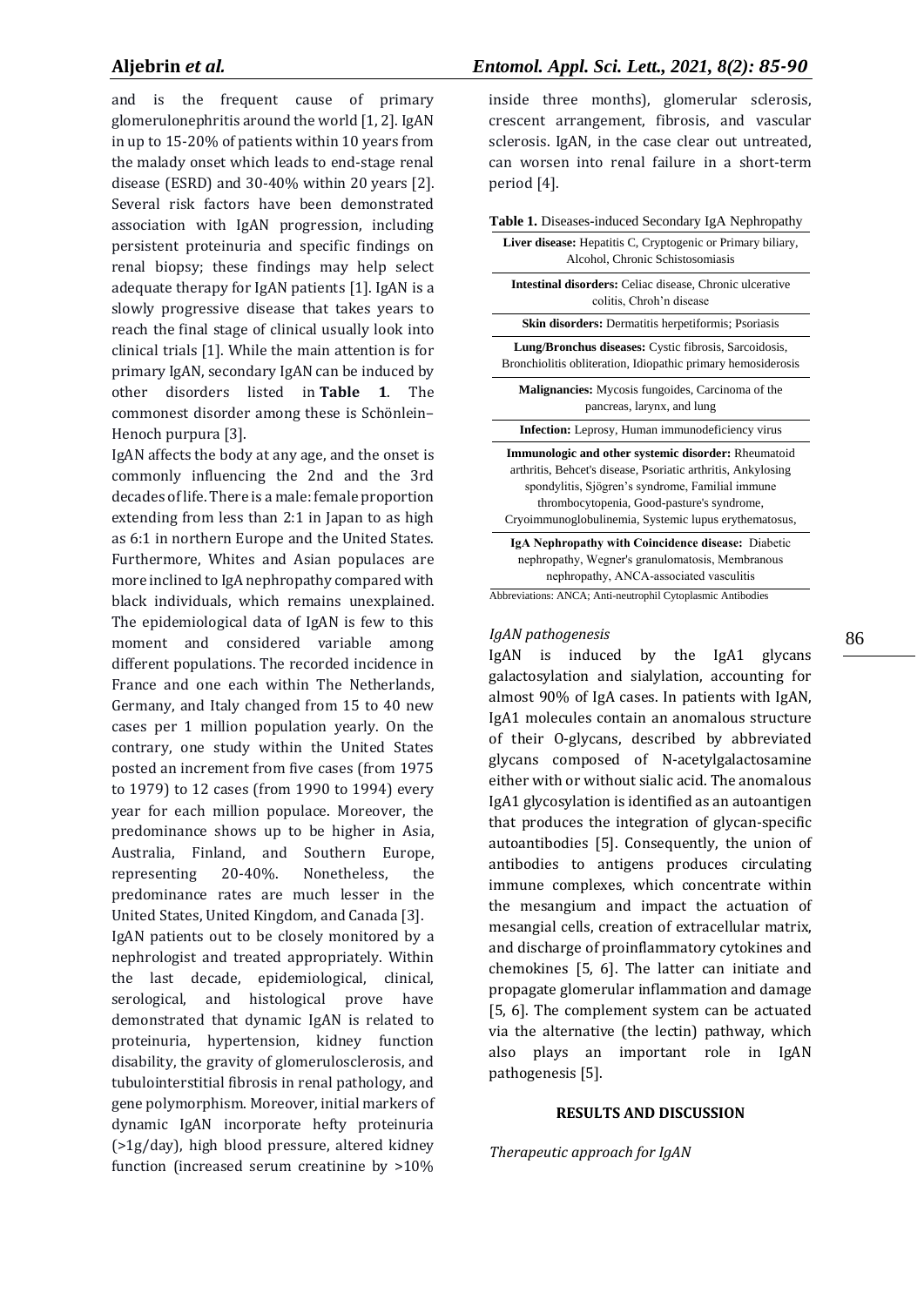and is the frequent cause of primary glomerulonephritis around the world [1, 2]. IgAN in up to 15-20% of patients within 10 years from the malady onset which leads to end-stage renal disease (ESRD) and 30-40% within 20 years [2]. Several risk factors have been demonstrated association with IgAN progression, including persistent proteinuria and specific findings on renal biopsy; these findings may help select adequate therapy for IgAN patients [1]. IgAN is a slowly progressive disease that takes years to reach the final stage of clinical usually look into clinical trials [1]. While the main attention is for primary IgAN, secondary IgAN can be induced by other disorders listed in **Table 1**. The commonest disorder among these is Schönlein–Henoch purpura [3].

IgAN affects the body at any age, and the onset is commonly influencing the 2nd and the 3rd decades of life. There is a male: female proportion extending from less than 2:1 in Japan to as high as 6:1 in northern Europe and the United States. Furthermore, Whites and Asian populaces are more inclined to IgA nephropathy compared with black individuals, which remains unexplained. The epidemiological data of IgAN is few to this moment and considered variable among different populations. The recorded incidence in France and one each within The Netherlands, Germany, and Italy changed from 15 to 40 new cases per 1 million population yearly. On the contrary, one study within the United States posted an increment from five cases (from 1975 to 1979) to 12 cases (from 1990 to 1994) every year for each million populace. Moreover, the predominance shows up to be higher in Asia, Australia, Finland, and Southern Europe, representing 20-40%. Nonetheless, the predominance rates are much lesser in the United States, United Kingdom, and Canada [3].

IgAN patients out to be closely monitored by a nephrologist and treated appropriately. Within the last decade, epidemiological, clinical, serological, and histological prove have demonstrated that dynamic IgAN is related to proteinuria, hypertension, kidney function disability, the gravity of glomerulosclerosis, and tubulointerstitial fibrosis in renal pathology, and gene polymorphism. Moreover, initial markers of dynamic IgAN incorporate hefty proteinuria (>1g/day), high blood pressure, altered kidney function (increased serum creatinine by >10% inside three months), glomerular sclerosis, crescent arrangement, fibrosis, and vascular sclerosis. IgAN, in the case clear out untreated, can worsen into renal failure in a short-term period [4].

**Table 1.** Diseases-induced Secondary IgA Nephropathy

| |
|---|
| **Liver disease:** Hepatitis C, Cryptogenic or Primary biliary, Alcohol, Chronic Schistosomiasis |
| **Intestinal disorders:** Celiac disease, Chronic ulcerative colitis, Chroh'n disease |
| **Skin disorders:** Dermatitis herpetiformis; Psoriasis |
| **Lung/Bronchus diseases:** Cystic fibrosis, Sarcoidosis, Bronchiolitis obliteration, Idiopathic primary hemosiderosis |
| **Malignancies:** Mycosis fungoides, Carcinoma of the pancreas, larynx, and lung |
| **Infection:** Leprosy, Human immunodeficiency virus |
| **Immunologic and other systemic disorder:** Rheumatoid arthritis, Behcet's disease, Psoriatic arthritis, Ankylosing spondylitis, Sjögren's syndrome, Familial immune thrombocytopenia, Good-pasture's syndrome, Cryoimmunoglobulinemia, Systemic lupus erythematosus, |
| **IgA Nephropathy with Coincidence disease:** Diabetic nephropathy, Wegner's granulomatosis, Membranous nephropathy, ANCA-associated vasculitis |

Abbreviations: ANCA; Anti-neutrophil Cytoplasmic Antibodies

*IgAN pathogenesis*

IgAN is induced by the IgA1 glycans galactosylation and sialylation, accounting for almost 90% of IgA cases. In patients with IgAN, IgA1 molecules contain an anomalous structure of their O-glycans, described by abbreviated glycans composed of N-acetylgalactosamine either with or without sialic acid. The anomalous IgA1 glycosylation is identified as an autoantigen that produces the integration of glycan-specific autoantibodies [5]. Consequently, the union of antibodies to antigens produces circulating immune complexes, which concentrate within the mesangium and impact the actuation of mesangial cells, creation of extracellular matrix, and discharge of proinflammatory cytokines and chemokines [5, 6]. The latter can initiate and propagate glomerular inflammation and damage [5, 6]. The complement system can be actuated via the alternative (the lectin) pathway, which also plays an important role in IgAN pathogenesis [5].

## RESULTS AND DISCUSSION

*Therapeutic approach for IgAN*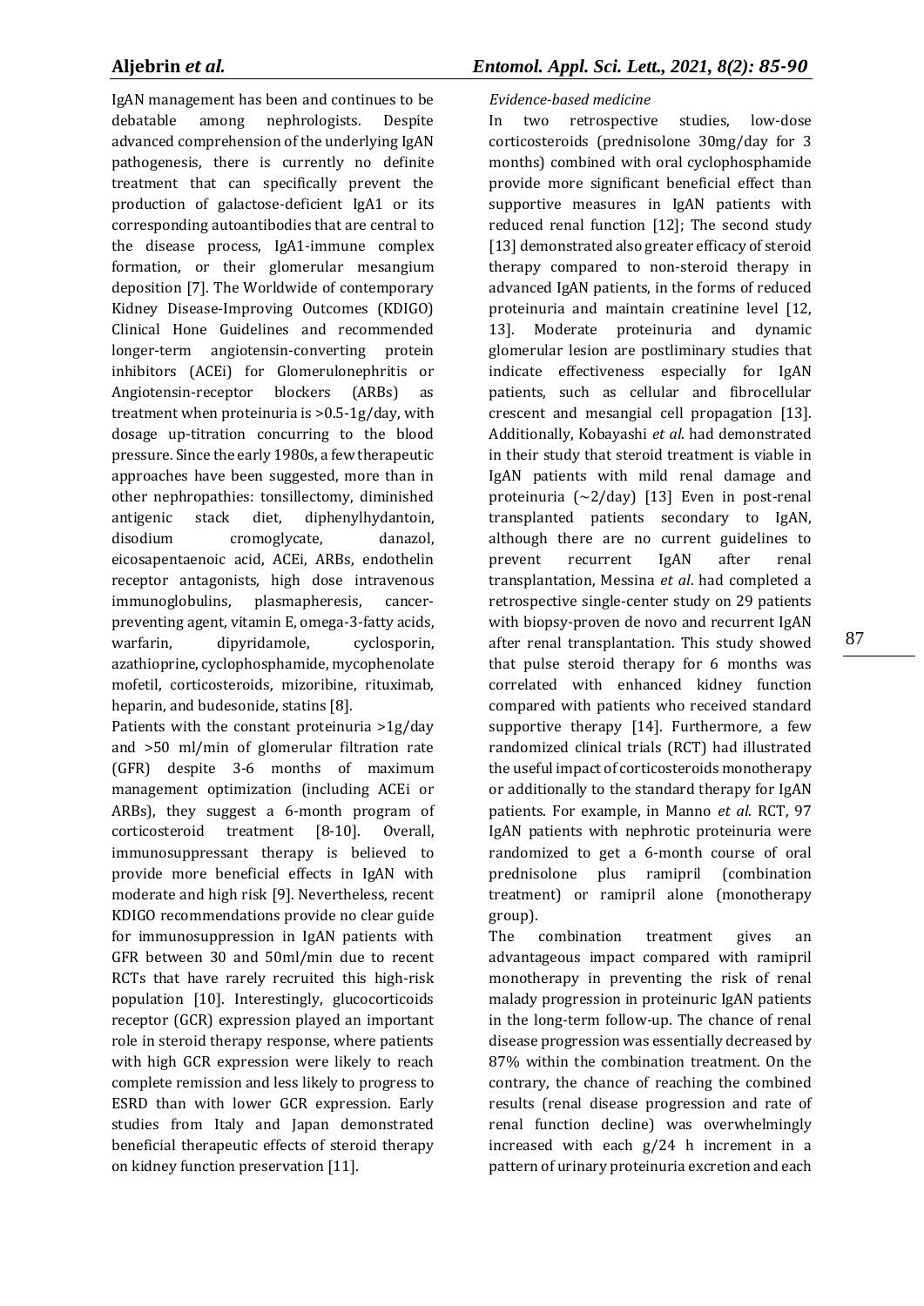IgAN management has been and continues to be debatable among nephrologists. Despite advanced comprehension of the underlying IgAN pathogenesis, there is currently no definite treatment that can specifically prevent the production of galactose-deficient IgA1 or its corresponding autoantibodies that are central to the disease process, IgA1-immune complex formation, or their glomerular mesangium deposition [7]. The Worldwide of contemporary Kidney Disease-Improving Outcomes (KDIGO) Clinical Hone Guidelines and recommended longer-term angiotensin-converting protein inhibitors (ACEi) for Glomerulonephritis or Angiotensin-receptor blockers (ARBs) as treatment when proteinuria is >0.5-1g/day, with dosage up-titration concurring to the blood pressure. Since the early 1980s, a few therapeutic approaches have been suggested, more than in other nephropathies: tonsillectomy, diminished antigenic stack diet, diphenylhydantoin, disodium cromoglycate, danazol, eicosapentaenoic acid, ACEi, ARBs, endothelin receptor antagonists, high dose intravenous immunoglobulins, plasmapheresis, cancer-preventing agent, vitamin E, omega-3-fatty acids, warfarin, dipyridamole, cyclosporin, azathioprine, cyclophosphamide, mycophenolate mofetil, corticosteroids, mizoribine, rituximab, heparin, and budesonide, statins [8].

Patients with the constant proteinuria >1g/day and >50 ml/min of glomerular filtration rate (GFR) despite 3-6 months of maximum management optimization (including ACEi or ARBs), they suggest a 6-month program of corticosteroid treatment [8-10]. Overall, immunosuppressant therapy is believed to provide more beneficial effects in IgAN with moderate and high risk [9]. Nevertheless, recent KDIGO recommendations provide no clear guide for immunosuppression in IgAN patients with GFR between 30 and 50ml/min due to recent RCTs that have rarely recruited this high-risk population [10]. Interestingly, glucocorticoids receptor (GCR) expression played an important role in steroid therapy response, where patients with high GCR expression were likely to reach complete remission and less likely to progress to ESRD than with lower GCR expression. Early studies from Italy and Japan demonstrated beneficial therapeutic effects of steroid therapy on kidney function preservation [11].

*Evidence-based medicine*

In two retrospective studies, low-dose corticosteroids (prednisolone 30mg/day for 3 months) combined with oral cyclophosphamide provide more significant beneficial effect than supportive measures in IgAN patients with reduced renal function [12]; The second study [13] demonstrated also greater efficacy of steroid therapy compared to non-steroid therapy in advanced IgAN patients, in the forms of reduced proteinuria and maintain creatinine level [12, 13]. Moderate proteinuria and dynamic glomerular lesion are postliminary studies that indicate effectiveness especially for IgAN patients, such as cellular and fibrocellular crescent and mesangial cell propagation [13]. Additionally, Kobayashi *et al*. had demonstrated in their study that steroid treatment is viable in IgAN patients with mild renal damage and proteinuria (~2/day) [13] Even in post-renal transplanted patients secondary to IgAN, although there are no current guidelines to prevent recurrent IgAN after renal transplantation, Messina *et al*. had completed a retrospective single-center study on 29 patients with biopsy-proven de novo and recurrent IgAN after renal transplantation. This study showed that pulse steroid therapy for 6 months was correlated with enhanced kidney function compared with patients who received standard supportive therapy [14]. Furthermore, a few randomized clinical trials (RCT) had illustrated the useful impact of corticosteroids monotherapy or additionally to the standard therapy for IgAN patients. For example, in Manno *et al*. RCT, 97 IgAN patients with nephrotic proteinuria were randomized to get a 6-month course of oral prednisolone plus ramipril (combination treatment) or ramipril alone (monotherapy group).

The combination treatment gives an advantageous impact compared with ramipril monotherapy in preventing the risk of renal malady progression in proteinuric IgAN patients in the long-term follow-up. The chance of renal disease progression was essentially decreased by 87% within the combination treatment. On the contrary, the chance of reaching the combined results (renal disease progression and rate of renal function decline) was overwhelmingly increased with each g/24 h increment in a pattern of urinary proteinuria excretion and each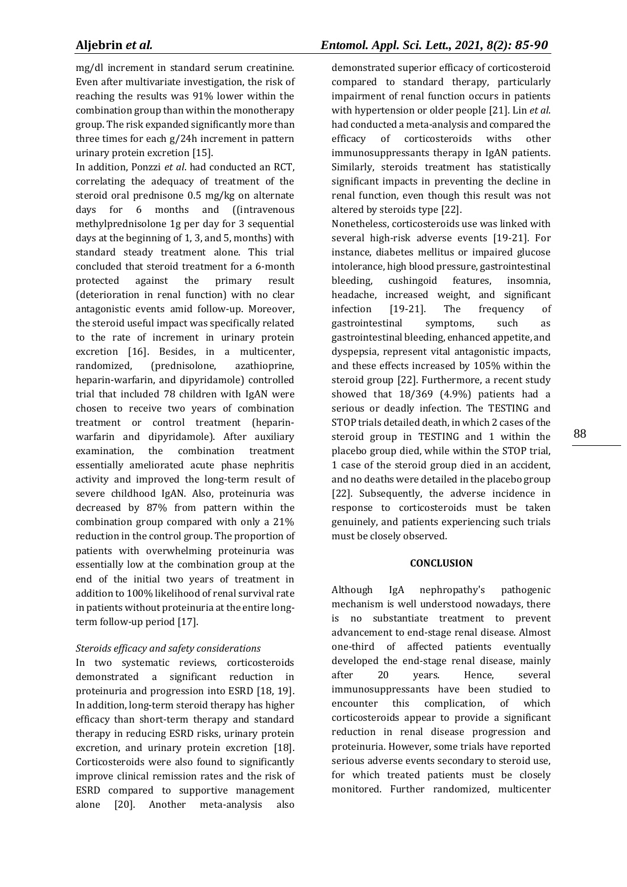mg/dl increment in standard serum creatinine. Even after multivariate investigation, the risk of reaching the results was 91% lower within the combination group than within the monotherapy group. The risk expanded significantly more than three times for each g/24h increment in pattern urinary protein excretion [15].

In addition, Ponzzi *et al*. had conducted an RCT, correlating the adequacy of treatment of the steroid oral prednisone 0.5 mg/kg on alternate days for 6 months and ((intravenous methylprednisolone 1g per day for 3 sequential days at the beginning of 1, 3, and 5, months) with standard steady treatment alone. This trial concluded that steroid treatment for a 6-month protected against the primary result (deterioration in renal function) with no clear antagonistic events amid follow-up. Moreover, the steroid useful impact was specifically related to the rate of increment in urinary protein excretion [16]. Besides, in a multicenter, randomized, (prednisolone, azathioprine, heparin-warfarin, and dipyridamole) controlled trial that included 78 children with IgAN were chosen to receive two years of combination treatment or control treatment (heparin-warfarin and dipyridamole). After auxiliary examination, the combination treatment essentially ameliorated acute phase nephritis activity and improved the long-term result of severe childhood IgAN. Also, proteinuria was decreased by 87% from pattern within the combination group compared with only a 21% reduction in the control group. The proportion of patients with overwhelming proteinuria was essentially low at the combination group at the end of the initial two years of treatment in addition to 100% likelihood of renal survival rate in patients without proteinuria at the entire long-term follow-up period [17].

*Steroids efficacy and safety considerations*

In two systematic reviews, corticosteroids demonstrated a significant reduction in proteinuria and progression into ESRD [18, 19]. In addition, long-term steroid therapy has higher efficacy than short-term therapy and standard therapy in reducing ESRD risks, urinary protein excretion, and urinary protein excretion [18]. Corticosteroids were also found to significantly improve clinical remission rates and the risk of ESRD compared to supportive management alone [20]. Another meta-analysis also demonstrated superior efficacy of corticosteroid compared to standard therapy, particularly impairment of renal function occurs in patients with hypertension or older people [21]. Lin *et al*. had conducted a meta-analysis and compared the efficacy of corticosteroids withs other immunosuppressants therapy in IgAN patients. Similarly, steroids treatment has statistically significant impacts in preventing the decline in renal function, even though this result was not altered by steroids type [22].

Nonetheless, corticosteroids use was linked with several high-risk adverse events [19-21]. For instance, diabetes mellitus or impaired glucose intolerance, high blood pressure, gastrointestinal bleeding, cushingoid features, insomnia, headache, increased weight, and significant infection [19-21]. The frequency of gastrointestinal symptoms, such as gastrointestinal bleeding, enhanced appetite, and dyspepsia, represent vital antagonistic impacts, and these effects increased by 105% within the steroid group [22]. Furthermore, a recent study showed that 18/369 (4.9%) patients had a serious or deadly infection. The TESTING and STOP trials detailed death, in which 2 cases of the steroid group in TESTING and 1 within the placebo group died, while within the STOP trial, 1 case of the steroid group died in an accident, and no deaths were detailed in the placebo group [22]. Subsequently, the adverse incidence in response to corticosteroids must be taken genuinely, and patients experiencing such trials must be closely observed.

## CONCLUSION

Although IgA nephropathy's pathogenic mechanism is well understood nowadays, there is no substantiate treatment to prevent advancement to end-stage renal disease. Almost one-third of affected patients eventually developed the end-stage renal disease, mainly after 20 years. Hence, several immunosuppressants have been studied to encounter this complication, of which corticosteroids appear to provide a significant reduction in renal disease progression and proteinuria. However, some trials have reported serious adverse events secondary to steroid use, for which treated patients must be closely monitored. Further randomized, multicenter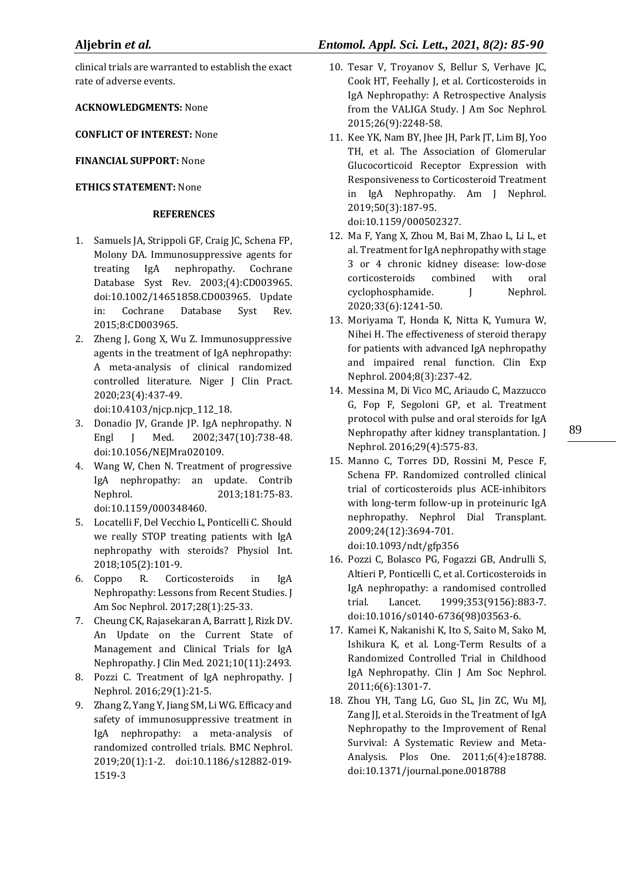clinical trials are warranted to establish the exact rate of adverse events.

**ACKNOWLEDGMENTS:** None

**CONFLICT OF INTEREST:** None

**FINANCIAL SUPPORT:** None

**ETHICS STATEMENT:** None

## REFERENCES

1. Samuels JA, Strippoli GF, Craig JC, Schena FP, Molony DA. Immunosuppressive agents for treating IgA nephropathy. Cochrane Database Syst Rev. 2003;(4):CD003965. doi:10.1002/14651858.CD003965. Update in: Cochrane Database Syst Rev. 2015;8:CD003965.
2. Zheng J, Gong X, Wu Z. Immunosuppressive agents in the treatment of IgA nephropathy: A meta-analysis of clinical randomized controlled literature. Niger J Clin Pract. 2020;23(4):437-49. doi:10.4103/njcp.njcp_112_18.
3. Donadio JV, Grande JP. IgA nephropathy. N Engl J Med. 2002;347(10):738-48. doi:10.1056/NEJMra020109.
4. Wang W, Chen N. Treatment of progressive IgA nephropathy: an update. Contrib Nephrol. 2013;181:75-83. doi:10.1159/000348460.
5. Locatelli F, Del Vecchio L, Ponticelli C. Should we really STOP treating patients with IgA nephropathy with steroids? Physiol Int. 2018;105(2):101-9.
6. Coppo R. Corticosteroids in IgA Nephropathy: Lessons from Recent Studies. J Am Soc Nephrol. 2017;28(1):25-33.
7. Cheung CK, Rajasekaran A, Barratt J, Rizk DV. An Update on the Current State of Management and Clinical Trials for IgA Nephropathy. J Clin Med. 2021;10(11):2493.
8. Pozzi C. Treatment of IgA nephropathy. J Nephrol. 2016;29(1):21-5.
9. Zhang Z, Yang Y, Jiang SM, Li WG. Efficacy and safety of immunosuppressive treatment in IgA nephropathy: a meta-analysis of randomized controlled trials. BMC Nephrol. 2019;20(1):1-2. doi:10.1186/s12882-019-1519-3
10. Tesar V, Troyanov S, Bellur S, Verhave JC, Cook HT, Feehally J, et al. Corticosteroids in IgA Nephropathy: A Retrospective Analysis from the VALIGA Study. J Am Soc Nephrol. 2015;26(9):2248-58.
11. Kee YK, Nam BY, Jhee JH, Park JT, Lim BJ, Yoo TH, et al. The Association of Glomerular Glucocorticoid Receptor Expression with Responsiveness to Corticosteroid Treatment in IgA Nephropathy. Am J Nephrol. 2019;50(3):187-95. doi:10.1159/000502327.
12. Ma F, Yang X, Zhou M, Bai M, Zhao L, Li L, et al. Treatment for IgA nephropathy with stage 3 or 4 chronic kidney disease: low-dose corticosteroids combined with oral cyclophosphamide. J Nephrol. 2020;33(6):1241-50.
13. Moriyama T, Honda K, Nitta K, Yumura W, Nihei H. The effectiveness of steroid therapy for patients with advanced IgA nephropathy and impaired renal function. Clin Exp Nephrol. 2004;8(3):237-42.
14. Messina M, Di Vico MC, Ariaudo C, Mazzucco G, Fop F, Segoloni GP, et al. Treatment protocol with pulse and oral steroids for IgA Nephropathy after kidney transplantation. J Nephrol. 2016;29(4):575-83.
15. Manno C, Torres DD, Rossini M, Pesce F, Schena FP. Randomized controlled clinical trial of corticosteroids plus ACE-inhibitors with long-term follow-up in proteinuric IgA nephropathy. Nephrol Dial Transplant. 2009;24(12):3694-701. doi:10.1093/ndt/gfp356
16. Pozzi C, Bolasco PG, Fogazzi GB, Andrulli S, Altieri P, Ponticelli C, et al. Corticosteroids in IgA nephropathy: a randomised controlled trial. Lancet. 1999;353(9156):883-7. doi:10.1016/s0140-6736(98)03563-6.
17. Kamei K, Nakanishi K, Ito S, Saito M, Sako M, Ishikura K, et al. Long-Term Results of a Randomized Controlled Trial in Childhood IgA Nephropathy. Clin J Am Soc Nephrol. 2011;6(6):1301-7.
18. Zhou YH, Tang LG, Guo SL, Jin ZC, Wu MJ, Zang JJ, et al. Steroids in the Treatment of IgA Nephropathy to the Improvement of Renal Survival: A Systematic Review and Meta-Analysis. Plos One. 2011;6(4):e18788. doi:10.1371/journal.pone.0018788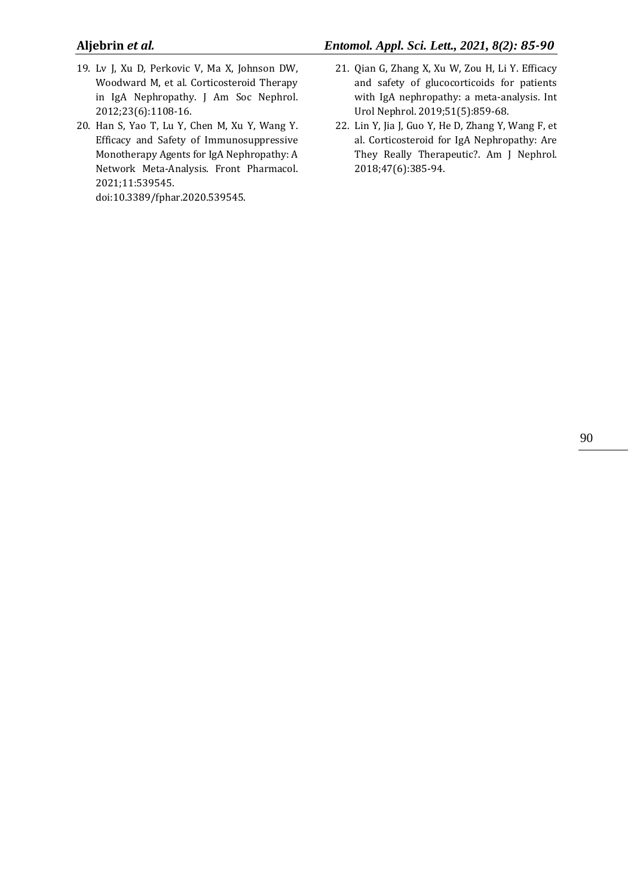19. Lv J, Xu D, Perkovic V, Ma X, Johnson DW, Woodward M, et al. Corticosteroid Therapy in IgA Nephropathy. J Am Soc Nephrol. 2012;23(6):1108-16.
20. Han S, Yao T, Lu Y, Chen M, Xu Y, Wang Y. Efficacy and Safety of Immunosuppressive Monotherapy Agents for IgA Nephropathy: A Network Meta-Analysis. Front Pharmacol. 2021;11:539545. doi:10.3389/fphar.2020.539545.
21. Qian G, Zhang X, Xu W, Zou H, Li Y. Efficacy and safety of glucocorticoids for patients with IgA nephropathy: a meta-analysis. Int Urol Nephrol. 2019;51(5):859-68.
22. Lin Y, Jia J, Guo Y, He D, Zhang Y, Wang F, et al. Corticosteroid for IgA Nephropathy: Are They Really Therapeutic?. Am J Nephrol. 2018;47(6):385-94.